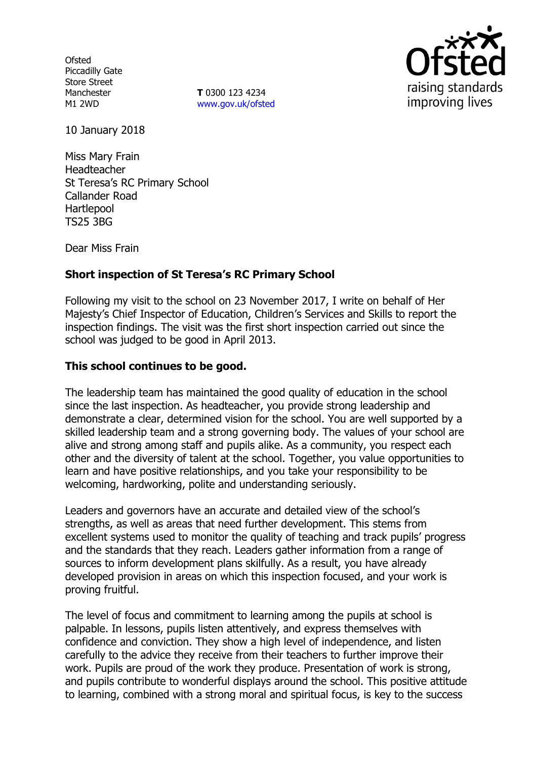Ofsted
Piccadilly Gate
Store Street
Manchester
M1 2WD

**T** 0300 123 4234
www.gov.uk/ofsted

10 January 2018

Miss Mary Frain
Headteacher
St Teresa's RC Primary School
Callander Road
Hartlepool
TS25 3BG

Dear Miss Frain

**Short inspection of St Teresa's RC Primary School**

Following my visit to the school on 23 November 2017, I write on behalf of Her Majesty's Chief Inspector of Education, Children's Services and Skills to report the inspection findings. The visit was the first short inspection carried out since the school was judged to be good in April 2013.

**This school continues to be good.**

The leadership team has maintained the good quality of education in the school since the last inspection. As headteacher, you provide strong leadership and demonstrate a clear, determined vision for the school. You are well supported by a skilled leadership team and a strong governing body. The values of your school are alive and strong among staff and pupils alike. As a community, you respect each other and the diversity of talent at the school. Together, you value opportunities to learn and have positive relationships, and you take your responsibility to be welcoming, hardworking, polite and understanding seriously.

Leaders and governors have an accurate and detailed view of the school's strengths, as well as areas that need further development. This stems from excellent systems used to monitor the quality of teaching and track pupils' progress and the standards that they reach. Leaders gather information from a range of sources to inform development plans skilfully. As a result, you have already developed provision in areas on which this inspection focused, and your work is proving fruitful.

The level of focus and commitment to learning among the pupils at school is palpable. In lessons, pupils listen attentively, and express themselves with confidence and conviction. They show a high level of independence, and listen carefully to the advice they receive from their teachers to further improve their work. Pupils are proud of the work they produce. Presentation of work is strong, and pupils contribute to wonderful displays around the school. This positive attitude to learning, combined with a strong moral and spiritual focus, is key to the success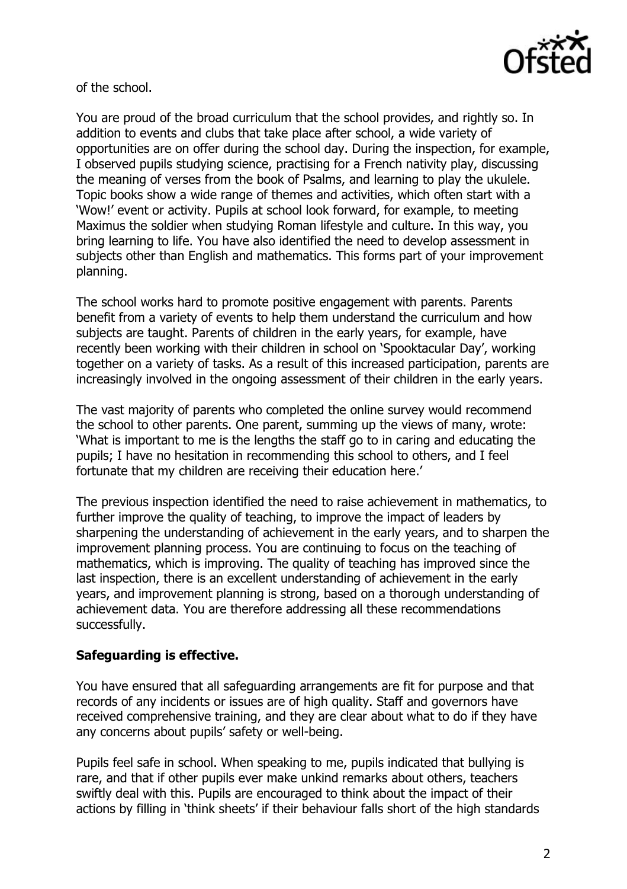of the school.

You are proud of the broad curriculum that the school provides, and rightly so. In addition to events and clubs that take place after school, a wide variety of opportunities are on offer during the school day. During the inspection, for example, I observed pupils studying science, practising for a French nativity play, discussing the meaning of verses from the book of Psalms, and learning to play the ukulele. Topic books show a wide range of themes and activities, which often start with a 'Wow!' event or activity. Pupils at school look forward, for example, to meeting Maximus the soldier when studying Roman lifestyle and culture. In this way, you bring learning to life. You have also identified the need to develop assessment in subjects other than English and mathematics. This forms part of your improvement planning.

The school works hard to promote positive engagement with parents. Parents benefit from a variety of events to help them understand the curriculum and how subjects are taught. Parents of children in the early years, for example, have recently been working with their children in school on 'Spooktacular Day', working together on a variety of tasks. As a result of this increased participation, parents are increasingly involved in the ongoing assessment of their children in the early years.

The vast majority of parents who completed the online survey would recommend the school to other parents. One parent, summing up the views of many, wrote: 'What is important to me is the lengths the staff go to in caring and educating the pupils; I have no hesitation in recommending this school to others, and I feel fortunate that my children are receiving their education here.'

The previous inspection identified the need to raise achievement in mathematics, to further improve the quality of teaching, to improve the impact of leaders by sharpening the understanding of achievement in the early years, and to sharpen the improvement planning process. You are continuing to focus on the teaching of mathematics, which is improving. The quality of teaching has improved since the last inspection, there is an excellent understanding of achievement in the early years, and improvement planning is strong, based on a thorough understanding of achievement data. You are therefore addressing all these recommendations successfully.

**Safeguarding is effective.**

You have ensured that all safeguarding arrangements are fit for purpose and that records of any incidents or issues are of high quality. Staff and governors have received comprehensive training, and they are clear about what to do if they have any concerns about pupils' safety or well-being.

Pupils feel safe in school. When speaking to me, pupils indicated that bullying is rare, and that if other pupils ever make unkind remarks about others, teachers swiftly deal with this. Pupils are encouraged to think about the impact of their actions by filling in 'think sheets' if their behaviour falls short of the high standards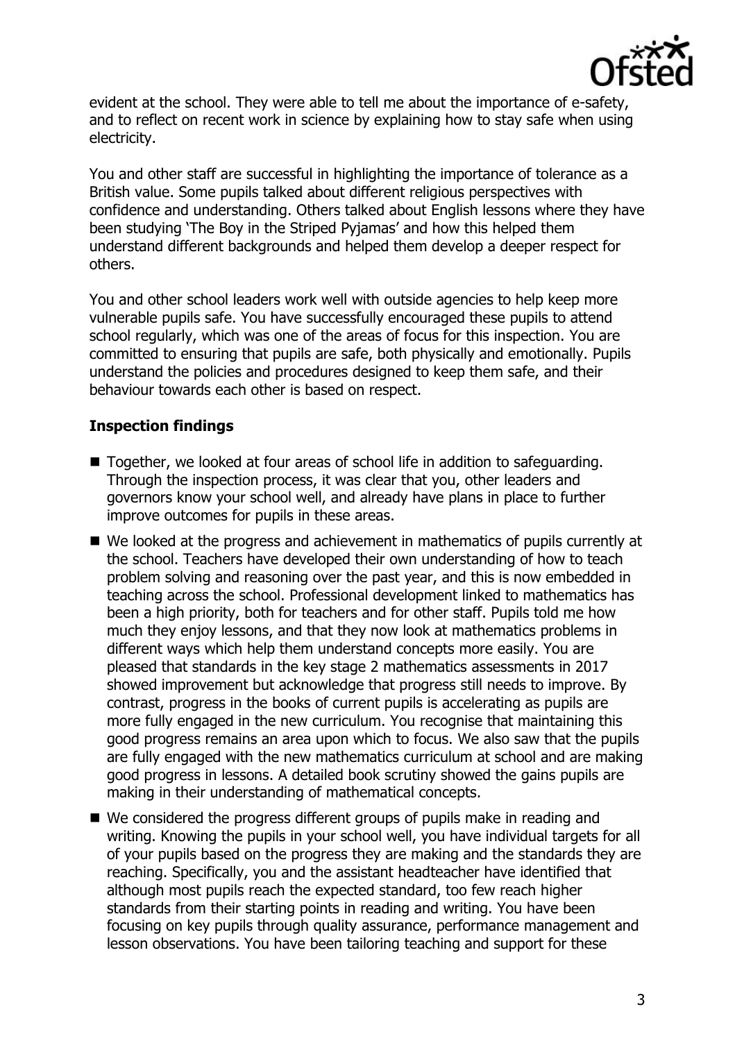evident at the school. They were able to tell me about the importance of e-safety, and to reflect on recent work in science by explaining how to stay safe when using electricity.

You and other staff are successful in highlighting the importance of tolerance as a British value. Some pupils talked about different religious perspectives with confidence and understanding. Others talked about English lessons where they have been studying 'The Boy in the Striped Pyjamas' and how this helped them understand different backgrounds and helped them develop a deeper respect for others.

You and other school leaders work well with outside agencies to help keep more vulnerable pupils safe. You have successfully encouraged these pupils to attend school regularly, which was one of the areas of focus for this inspection. You are committed to ensuring that pupils are safe, both physically and emotionally. Pupils understand the policies and procedures designed to keep them safe, and their behaviour towards each other is based on respect.

**Inspection findings**

- Together, we looked at four areas of school life in addition to safeguarding. Through the inspection process, it was clear that you, other leaders and governors know your school well, and already have plans in place to further improve outcomes for pupils in these areas.
- We looked at the progress and achievement in mathematics of pupils currently at the school. Teachers have developed their own understanding of how to teach problem solving and reasoning over the past year, and this is now embedded in teaching across the school. Professional development linked to mathematics has been a high priority, both for teachers and for other staff. Pupils told me how much they enjoy lessons, and that they now look at mathematics problems in different ways which help them understand concepts more easily. You are pleased that standards in the key stage 2 mathematics assessments in 2017 showed improvement but acknowledge that progress still needs to improve. By contrast, progress in the books of current pupils is accelerating as pupils are more fully engaged in the new curriculum. You recognise that maintaining this good progress remains an area upon which to focus. We also saw that the pupils are fully engaged with the new mathematics curriculum at school and are making good progress in lessons. A detailed book scrutiny showed the gains pupils are making in their understanding of mathematical concepts.
- We considered the progress different groups of pupils make in reading and writing. Knowing the pupils in your school well, you have individual targets for all of your pupils based on the progress they are making and the standards they are reaching. Specifically, you and the assistant headteacher have identified that although most pupils reach the expected standard, too few reach higher standards from their starting points in reading and writing. You have been focusing on key pupils through quality assurance, performance management and lesson observations. You have been tailoring teaching and support for these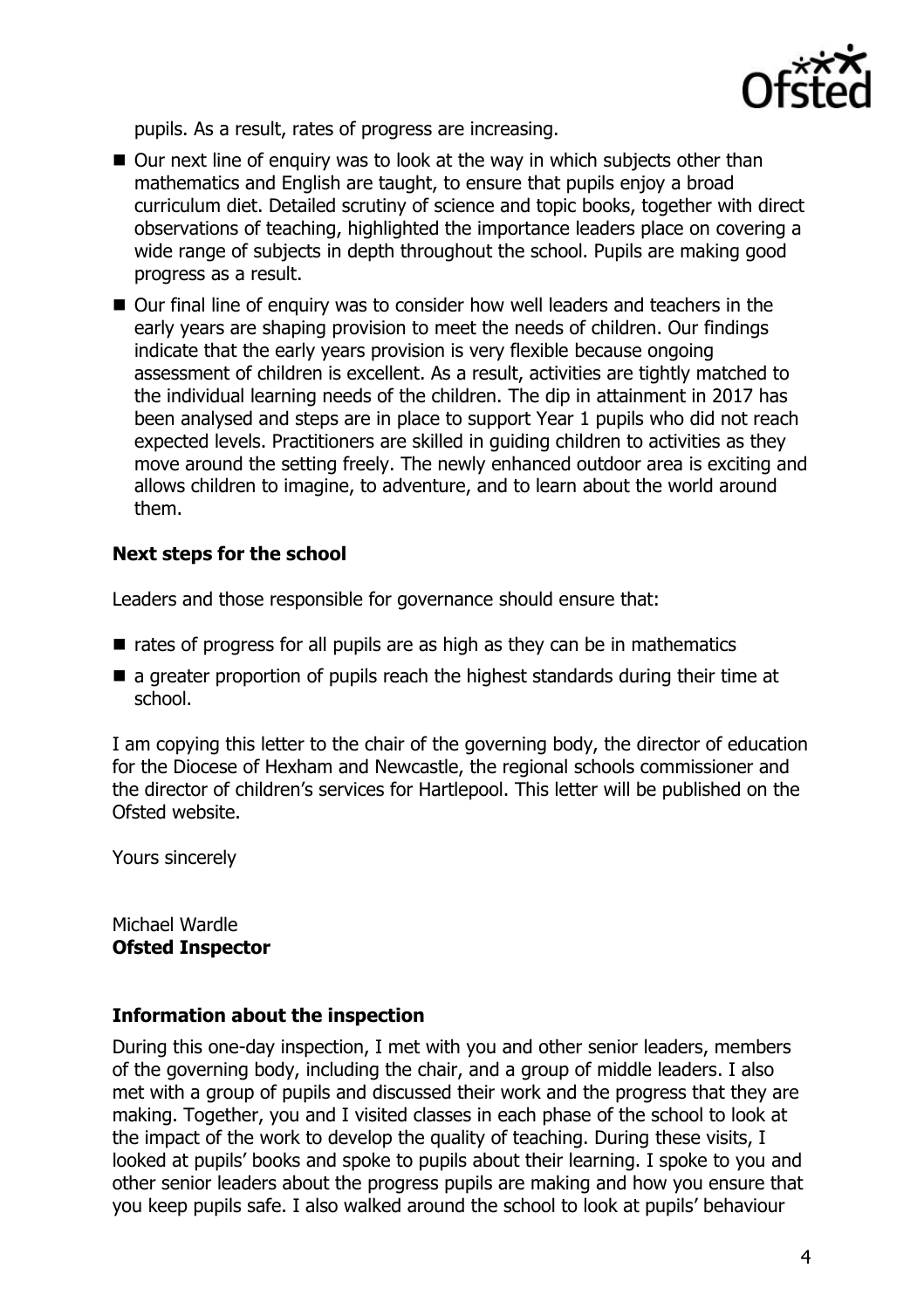pupils. As a result, rates of progress are increasing.

- Our next line of enquiry was to look at the way in which subjects other than mathematics and English are taught, to ensure that pupils enjoy a broad curriculum diet. Detailed scrutiny of science and topic books, together with direct observations of teaching, highlighted the importance leaders place on covering a wide range of subjects in depth throughout the school. Pupils are making good progress as a result.
- Our final line of enquiry was to consider how well leaders and teachers in the early years are shaping provision to meet the needs of children. Our findings indicate that the early years provision is very flexible because ongoing assessment of children is excellent. As a result, activities are tightly matched to the individual learning needs of the children. The dip in attainment in 2017 has been analysed and steps are in place to support Year 1 pupils who did not reach expected levels. Practitioners are skilled in guiding children to activities as they move around the setting freely. The newly enhanced outdoor area is exciting and allows children to imagine, to adventure, and to learn about the world around them.

## Next steps for the school

Leaders and those responsible for governance should ensure that:

- rates of progress for all pupils are as high as they can be in mathematics
- a greater proportion of pupils reach the highest standards during their time at school.

I am copying this letter to the chair of the governing body, the director of education for the Diocese of Hexham and Newcastle, the regional schools commissioner and the director of children's services for Hartlepool. This letter will be published on the Ofsted website.

Yours sincerely

Michael Wardle
**Ofsted Inspector**

## Information about the inspection

During this one-day inspection, I met with you and other senior leaders, members of the governing body, including the chair, and a group of middle leaders. I also met with a group of pupils and discussed their work and the progress that they are making. Together, you and I visited classes in each phase of the school to look at the impact of the work to develop the quality of teaching. During these visits, I looked at pupils' books and spoke to pupils about their learning. I spoke to you and other senior leaders about the progress pupils are making and how you ensure that you keep pupils safe. I also walked around the school to look at pupils' behaviour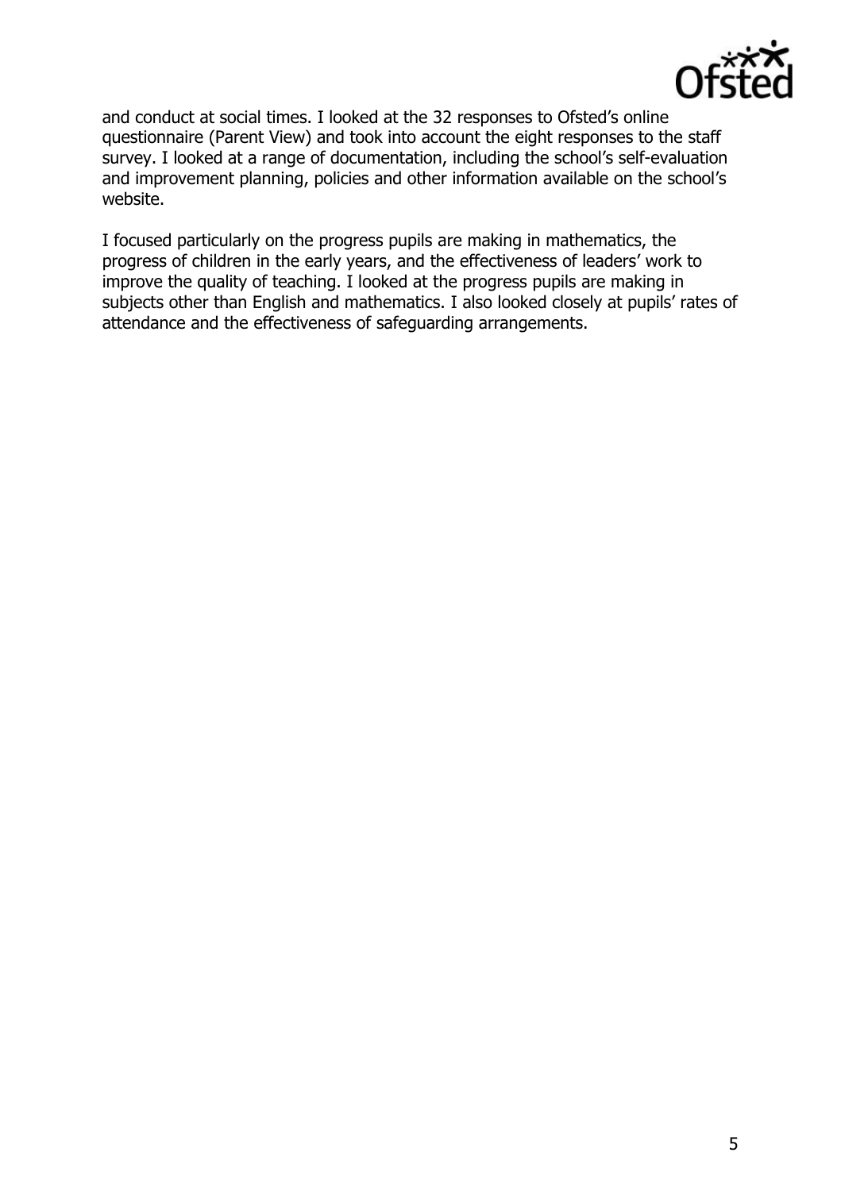and conduct at social times. I looked at the 32 responses to Ofsted's online questionnaire (Parent View) and took into account the eight responses to the staff survey. I looked at a range of documentation, including the school's self-evaluation and improvement planning, policies and other information available on the school's website.

I focused particularly on the progress pupils are making in mathematics, the progress of children in the early years, and the effectiveness of leaders' work to improve the quality of teaching. I looked at the progress pupils are making in subjects other than English and mathematics. I also looked closely at pupils' rates of attendance and the effectiveness of safeguarding arrangements.